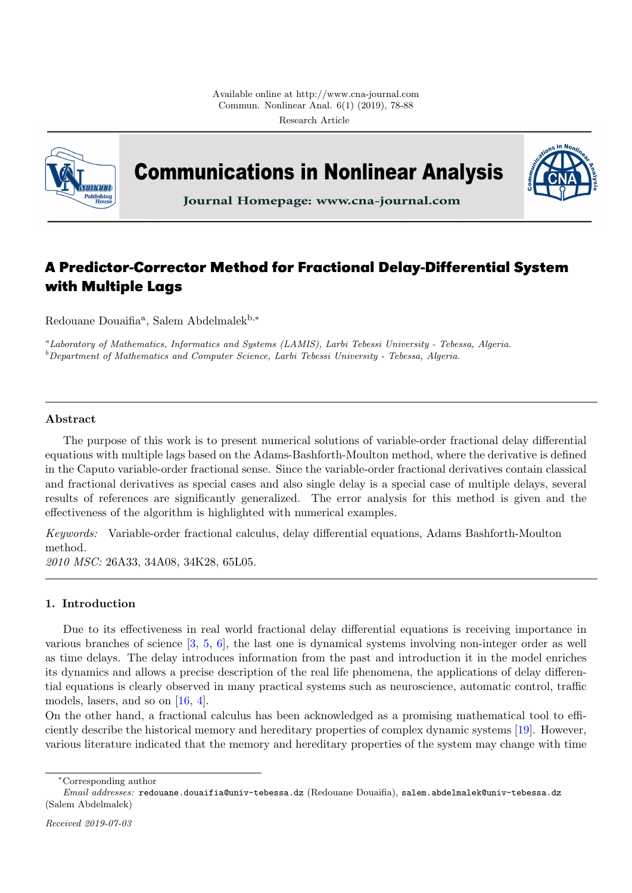Available online at http://www.cna-journal.com

Research Article

# A Predictor-Corrector Method for Fractional Delay-Differential System with Multiple Lags

Redouane Douaifia[a], Salem Abdelmalek[b,*]

[a] *Laboratory of Mathematics, Informatics and Systems (LAMIS), Larbi Tebessi University - Tebessa, Algeria.*
[b] *Department of Mathematics and Computer Science, Larbi Tebessi University - Tebessa, Algeria.*

---

### Abstract

The purpose of this work is to present numerical solutions of variable-order fractional delay differential equations with multiple lags based on the Adams-Bashforth-Moulton method, where the derivative is defined in the Caputo variable-order fractional sense. Since the variable-order fractional derivatives contain classical and fractional derivatives as special cases and also single delay is a special case of multiple delays, several results of references are significantly generalized. The error analysis for this method is given and the effectiveness of the algorithm is highlighted with numerical examples.

*Keywords:* Variable-order fractional calculus, delay differential equations, Adams Bashforth-Moulton method.
*2010 MSC:* 26A33, 34A08, 34K28, 65L05.

---

### 1. Introduction

Due to its effectiveness in real world fractional delay differential equations is receiving importance in various branches of science [3, 5, 6], the last one is dynamical systems involving non-integer order as well as time delays. The delay introduces information from the past and introduction it in the model enriches its dynamics and allows a precise description of the real life phenomena, the applications of delay differential equations is clearly observed in many practical systems such as neuroscience, automatic control, traffic models, lasers, and so on [16, 4].
On the other hand, a fractional calculus has been acknowledged as a promising mathematical tool to efficiently describe the historical memory and hereditary properties of complex dynamic systems [19]. However, various literature indicated that the memory and hereditary properties of the system may change with time

---

*Corresponding author
*Email addresses:* redouane.douaifia@univ-tebessa.dz (Redouane Douaifia), salem.abdelmalek@univ-tebessa.dz (Salem Abdelmalek)

*Received 2019-07-03*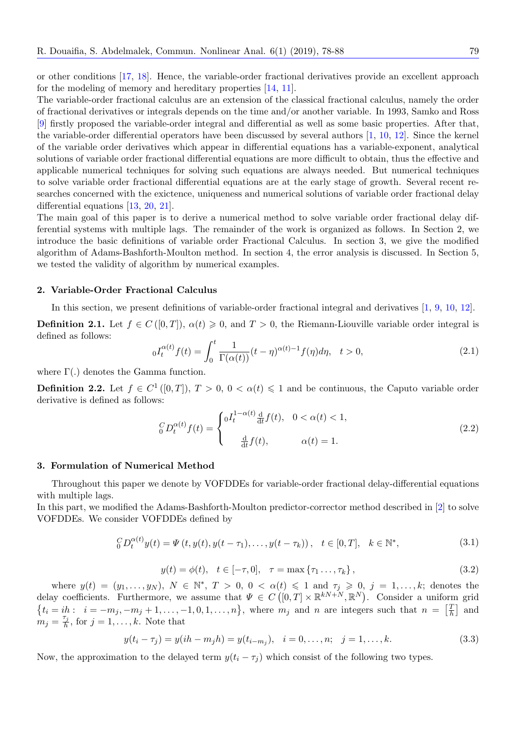or other conditions [17, 18]. Hence, the variable-order fractional derivatives provide an excellent approach for the modeling of memory and hereditary properties [14, 11].

The variable-order fractional calculus are an extension of the classical fractional calculus, namely the order of fractional derivatives or integrals depends on the time and/or another variable. In 1993, Samko and Ross [9] firstly proposed the variable-order integral and differential as well as some basic properties. After that, the variable-order differential operators have been discussed by several authors [1, 10, 12]. Since the kernel of the variable order derivatives which appear in differential equations has a variable-exponent, analytical solutions of variable order fractional differential equations are more difficult to obtain, thus the effective and applicable numerical techniques for solving such equations are always needed. But numerical techniques to solve variable order fractional differential equations are at the early stage of growth. Several recent researches concerned with the exictence, uniqueness and numerical solutions of variable order fractional delay differential equations [13, 20, 21].

The main goal of this paper is to derive a numerical method to solve variable order fractional delay differential systems with multiple lags. The remainder of the work is organized as follows. In Section 2, we introduce the basic definitions of variable order Fractional Calculus. In section 3, we give the modified algorithm of Adams-Bashforth-Moulton method. In section 4, the error analysis is discussed. In Section 5, we tested the validity of algorithm by numerical examples.

## 2. Variable-Order Fractional Calculus

In this section, we present definitions of variable-order fractional integral and derivatives [1, 9, 10, 12].

**Definition 2.1.** Let $f \in C([0,T])$, $\alpha(t) \geqslant 0$, and $T > 0$, the Riemann-Liouville variable order integral is defined as follows:

$$
{}_0I_t^{\alpha(t)} f(t) = \int_0^t \frac{1}{\Gamma(\alpha(t))} (t-\eta)^{\alpha(t)-1} f(\eta) d\eta, \quad t > 0, \tag{2.1}
$$

where $\Gamma(.)$ denotes the Gamma function.

**Definition 2.2.** Let $f \in C^1([0,T])$, $T > 0$, $0 < \alpha(t) \leqslant 1$ and be continuous, the Caputo variable order derivative is defined as follows:

$$
{}_0^C D_t^{\alpha(t)} f(t) = \begin{cases} {}_0I_t^{1-\alpha(t)} \frac{\mathrm{d}}{\mathrm{d}t} f(t), & 0 < \alpha(t) < 1, \\ \\ \frac{\mathrm{d}}{\mathrm{d}t} f(t), & \alpha(t) = 1. \end{cases} \tag{2.2}
$$

## 3. Formulation of Numerical Method

Throughout this paper we denote by VOFDDEs for variable-order fractional delay-differential equations with multiple lags.

In this part, we modified the Adams-Bashforth-Moulton predictor-corrector method described in [2] to solve VOFDDEs. We consider VOFDDEs defined by

$$
{}_0^C D_t^{\alpha(t)} y(t) = \Psi\left(t, y(t), y(t-\tau_1), \ldots, y(t-\tau_k)\right), \quad t \in [0,T], \quad k \in \mathbb{N}^*, \tag{3.1}
$$

$$
y(t) = \phi(t), \quad t \in [-\tau, 0], \quad \tau = \max\{\tau_1 \ldots, \tau_k\}, \tag{3.2}
$$

where $y(t) = (y_1, \ldots, y_N)$, $N \in \mathbb{N}^*$, $T > 0$, $0 < \alpha(t) \leqslant 1$ and $\tau_j \geqslant 0$, $j = 1, \ldots, k$; denotes the delay coefficients. Furthermore, we assume that $\Psi \in C\left([0,T] \times \mathbb{R}^{kN+N}, \mathbb{R}^N\right)$. Consider a uniform grid $\left\{t_i = ih : \; i = -m_j, -m_j+1, \ldots, -1, 0, 1, \ldots, n\right\}$, where $m_j$ and $n$ are integers such that $n = \left[\frac{T}{h}\right]$ and $m_j = \frac{\tau_j}{h}$, for $j = 1, \ldots, k$. Note that

$$
y(t_i - \tau_j) = y(ih - m_j h) = y(t_{i-m_j}), \quad i = 0, \ldots, n; \quad j = 1, \ldots, k. \tag{3.3}
$$

Now, the approximation to the delayed term $y(t_i - \tau_j)$ which consist of the following two types.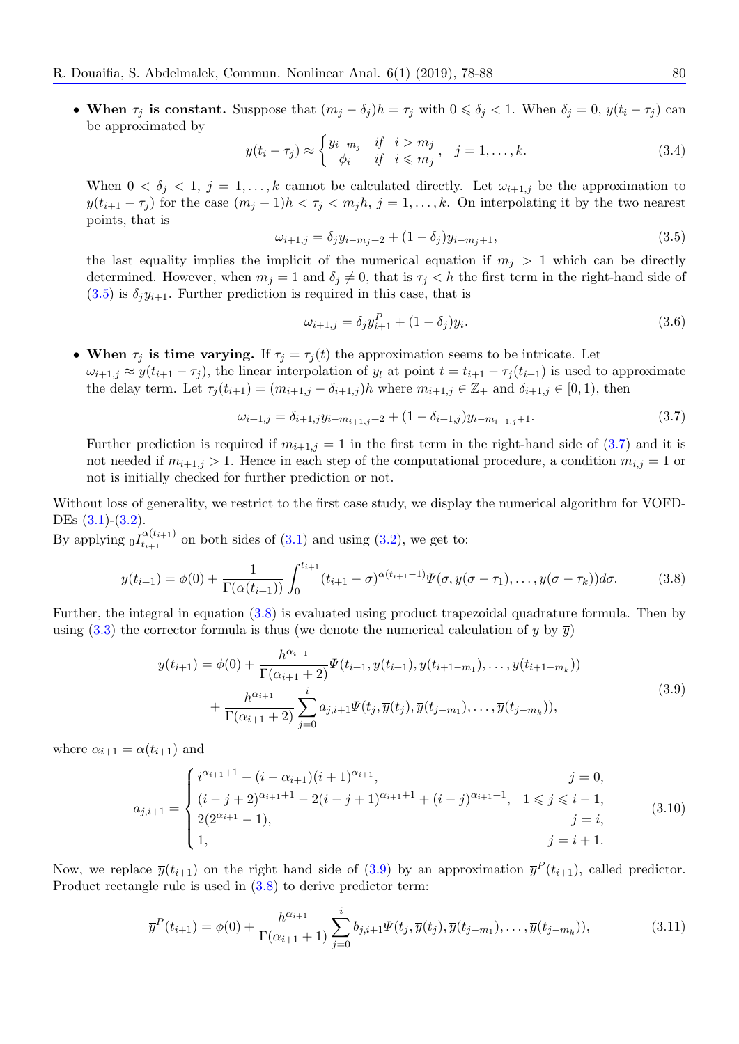- **When $\tau_j$ is constant.** Susppose that $(m_j - \delta_j)h = \tau_j$ with $0 \leqslant \delta_j < 1$. When $\delta_j = 0$, $y(t_i - \tau_j)$ can be approximated by

$$y(t_i - \tau_j) \approx \begin{cases} y_{i-m_j} & if \quad i > m_j \\ \phi_i & if \quad i \leqslant m_j \end{cases}, \quad j = 1, \ldots, k. \tag{3.4}$$

  When $0 < \delta_j < 1$, $j = 1, \ldots, k$ cannot be calculated directly. Let $\omega_{i+1,j}$ be the approximation to $y(t_{i+1} - \tau_j)$ for the case $(m_j - 1)h < \tau_j < m_j h$, $j = 1, \ldots, k$. On interpolating it by the two nearest points, that is

$$\omega_{i+1,j} = \delta_j y_{i-m_j+2} + (1 - \delta_j) y_{i-m_j+1}, \tag{3.5}$$

  the last equality implies the implicit of the numerical equation if $m_j > 1$ which can be directly determined. However, when $m_j = 1$ and $\delta_j \neq 0$, that is $\tau_j < h$ the first term in the right-hand side of (3.5) is $\delta_j y_{i+1}$. Further prediction is required in this case, that is

$$\omega_{i+1,j} = \delta_j y^P_{i+1} + (1 - \delta_j) y_i. \tag{3.6}$$

- **When $\tau_j$ is time varying.** If $\tau_j = \tau_j(t)$ the approximation seems to be intricate. Let $\omega_{i+1,j} \approx y(t_{i+1} - \tau_j)$, the linear interpolation of $y_l$ at point $t = t_{i+1} - \tau_j(t_{i+1})$ is used to approximate the delay term. Let $\tau_j(t_{i+1}) = (m_{i+1,j} - \delta_{i+1,j})h$ where $m_{i+1,j} \in \mathbb{Z}_+$ and $\delta_{i+1,j} \in [0, 1)$, then

$$\omega_{i+1,j} = \delta_{i+1,j} y_{i-m_{i+1,j}+2} + (1 - \delta_{i+1,j}) y_{i-m_{i+1,j}+1}. \tag{3.7}$$

  Further prediction is required if $m_{i+1,j} = 1$ in the first term in the right-hand side of (3.7) and it is not needed if $m_{i+1,j} > 1$. Hence in each step of the computational procedure, a condition $m_{i,j} = 1$ or not is initially checked for further prediction or not.

Without loss of generality, we restrict to the first case study, we display the numerical algorithm for VOFD-DEs (3.1)-(3.2).
By applying ${}_0I^{\alpha(t_{i+1})}_{t_{i+1}}$ on both sides of (3.1) and using (3.2), we get to:

$$y(t_{i+1}) = \phi(0) + \frac{1}{\Gamma(\alpha(t_{i+1}))} \int_0^{t_{i+1}} (t_{i+1} - \sigma)^{\alpha(t_{i+1}-1)} \Psi(\sigma, y(\sigma - \tau_1), \ldots, y(\sigma - \tau_k)) d\sigma. \tag{3.8}$$

Further, the integral in equation (3.8) is evaluated using product trapezoidal quadrature formula. Then by using (3.3) the corrector formula is thus (we denote the numerical calculation of $y$ by $\overline{y}$)

$$\begin{aligned} \overline{y}(t_{i+1}) = \phi(0) &+ \frac{h^{\alpha_{i+1}}}{\Gamma(\alpha_{i+1} + 2)} \Psi(t_{i+1}, \overline{y}(t_{i+1}), \overline{y}(t_{i+1-m_1}), \ldots, \overline{y}(t_{i+1-m_k})) \\ &+ \frac{h^{\alpha_{i+1}}}{\Gamma(\alpha_{i+1} + 2)} \sum_{j=0}^{i} a_{j,i+1} \Psi(t_j, \overline{y}(t_j), \overline{y}(t_{j-m_1}), \ldots, \overline{y}(t_{j-m_k})), \end{aligned} \tag{3.9}$$

where $\alpha_{i+1} = \alpha(t_{i+1})$ and

$$a_{j,i+1} = \begin{cases} i^{\alpha_{i+1}+1} - (i - \alpha_{i+1})(i+1)^{\alpha_{i+1}}, & j = 0, \\ (i - j + 2)^{\alpha_{i+1}+1} - 2(i - j + 1)^{\alpha_{i+1}+1} + (i - j)^{\alpha_{i+1}+1}, & 1 \leqslant j \leqslant i - 1, \\ 2(2^{\alpha_{i+1}} - 1), & j = i, \\ 1, & j = i + 1. \end{cases} \tag{3.10}$$

Now, we replace $\overline{y}(t_{i+1})$ on the right hand side of (3.9) by an approximation $\overline{y}^P(t_{i+1})$, called predictor. Product rectangle rule is used in (3.8) to derive predictor term:

$$\overline{y}^P(t_{i+1}) = \phi(0) + \frac{h^{\alpha_{i+1}}}{\Gamma(\alpha_{i+1} + 1)} \sum_{j=0}^{i} b_{j,i+1} \Psi(t_j, \overline{y}(t_j), \overline{y}(t_{j-m_1}), \ldots, \overline{y}(t_{j-m_k})), \tag{3.11}$$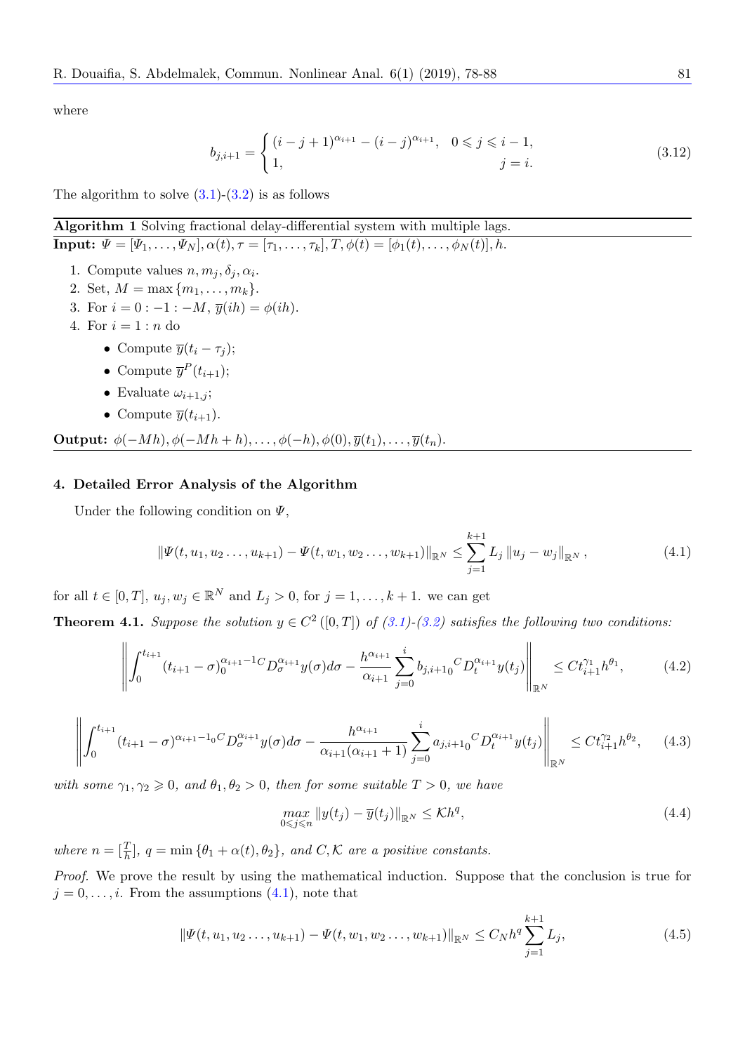where

$$
b_{j,i+1} = \begin{cases} (i-j+1)^{\alpha_{i+1}} - (i-j)^{\alpha_{i+1}}, & 0 \leqslant j \leqslant i-1, \\ 1, & j = i. \end{cases} \tag{3.12}
$$

The algorithm to solve (3.1)-(3.2) is as follows

---

**Algorithm 1** Solving fractional delay-differential system with multiple lags.

---

**Input:** $\Psi = [\Psi_1, \ldots, \Psi_N], \alpha(t), \tau = [\tau_1, \ldots, \tau_k], T, \phi(t) = [\phi_1(t), \ldots, \phi_N(t)], h.$

1. Compute values $n, m_j, \delta_j, \alpha_i$.
2. Set, $M = \max\{m_1, \ldots, m_k\}$.
3. For $i = 0 : -1 : -M$, $\overline{y}(ih) = \phi(ih)$.
4. For $i = 1 : n$ do
   - Compute $\overline{y}(t_i - \tau_j)$;
   - Compute $\overline{y}^P(t_{i+1})$;
   - Evaluate $\omega_{i+1,j}$;
   - Compute $\overline{y}(t_{i+1})$.

**Output:** $\phi(-Mh), \phi(-Mh+h), \ldots, \phi(-h), \phi(0), \overline{y}(t_1), \ldots, \overline{y}(t_n)$.

---

## 4. Detailed Error Analysis of the Algorithm

Under the following condition on $\Psi$,

$$
\|\Psi(t, u_1, u_2 \ldots, u_{k+1}) - \Psi(t, w_1, w_2 \ldots, w_{k+1})\|_{\mathbb{R}^N} \leq \sum_{j=1}^{k+1} L_j \|u_j - w_j\|_{\mathbb{R}^N}, \tag{4.1}
$$

for all $t \in [0, T]$, $u_j, w_j \in \mathbb{R}^N$ and $L_j > 0$, for $j = 1, \ldots, k+1$. we can get

**Theorem 4.1.** *Suppose the solution $y \in C^2([0, T])$ of (3.1)-(3.2) satisfies the following two conditions:*

$$
\left\| \int_0^{t_{i+1}} (t_{i+1} - \sigma)_0^{\alpha_{i+1}-1 C} D_\sigma^{\alpha_{i+1}} y(\sigma) d\sigma - \frac{h^{\alpha_{i+1}}}{\alpha_{i+1}} \sum_{j=0}^{i} b_{j,i+1}{}_0^C D_t^{\alpha_{i+1}} y(t_j) \right\|_{\mathbb{R}^N} \leq C t_{i+1}^{\gamma_1} h^{\theta_1}, \tag{4.2}
$$

$$
\left\| \int_0^{t_{i+1}} (t_{i+1} - \sigma)^{\alpha_{i+1}-1}{}_0^C D_\sigma^{\alpha_{i+1}} y(\sigma) d\sigma - \frac{h^{\alpha_{i+1}}}{\alpha_{i+1}(\alpha_{i+1}+1)} \sum_{j=0}^{i} a_{j,i+1}{}_0^C D_t^{\alpha_{i+1}} y(t_j) \right\|_{\mathbb{R}^N} \leq C t_{i+1}^{\gamma_2} h^{\theta_2}, \tag{4.3}
$$

*with some $\gamma_1, \gamma_2 \geqslant 0$, and $\theta_1, \theta_2 > 0$, then for some suitable $T > 0$, we have*

$$
\max_{0 \leqslant j \leqslant n} \|y(t_j) - \overline{y}(t_j)\|_{\mathbb{R}^N} \leq \mathcal{K} h^q, \tag{4.4}
$$

*where $n = [\frac{T}{h}]$, $q = \min\{\theta_1 + \alpha(t), \theta_2\}$, and $C, \mathcal{K}$ are a positive constants.*

*Proof.* We prove the result by using the mathematical induction. Suppose that the conclusion is true for $j = 0, \ldots, i$. From the assumptions (4.1), note that

$$
\|\Psi(t, u_1, u_2 \ldots, u_{k+1}) - \Psi(t, w_1, w_2 \ldots, w_{k+1})\|_{\mathbb{R}^N} \leq C_N h^q \sum_{j=1}^{k+1} L_j, \tag{4.5}
$$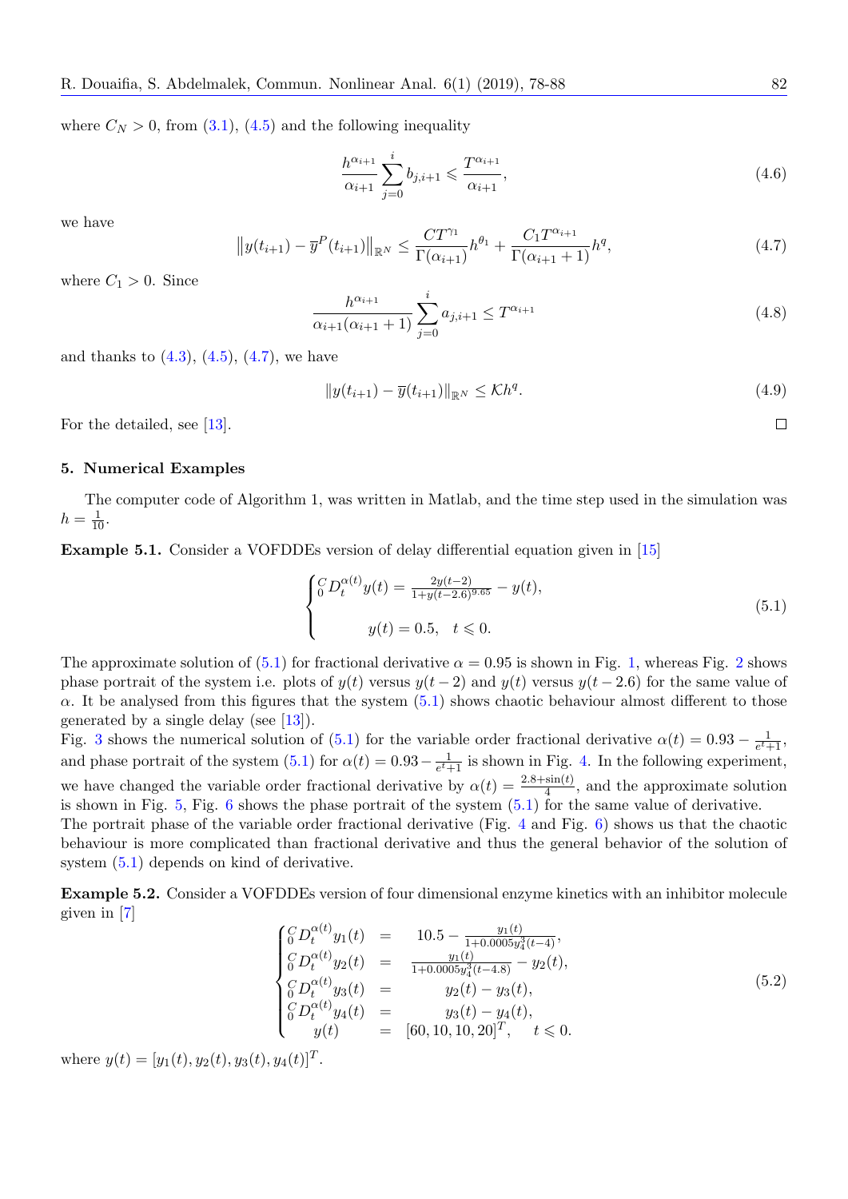where $C_N > 0$, from (3.1), (4.5) and the following inequality

$$\frac{h^{\alpha_{i+1}}}{\alpha_{i+1}} \sum_{j=0}^{i} b_{j,i+1} \leqslant \frac{T^{\alpha_{i+1}}}{\alpha_{i+1}}, \tag{4.6}$$

we have

$$\left\| y(t_{i+1}) - \overline{y}^P(t_{i+1}) \right\|_{\mathbb{R}^N} \leq \frac{CT^{\gamma_1}}{\Gamma(\alpha_{i+1})} h^{\theta_1} + \frac{C_1 T^{\alpha_{i+1}}}{\Gamma(\alpha_{i+1}+1)} h^q, \tag{4.7}$$

where $C_1 > 0$. Since

$$\frac{h^{\alpha_{i+1}}}{\alpha_{i+1}(\alpha_{i+1}+1)} \sum_{j=0}^{i} a_{j,i+1} \leq T^{\alpha_{i+1}} \tag{4.8}$$

and thanks to (4.3), (4.5), (4.7), we have

$$\| y(t_{i+1}) - \overline{y}(t_{i+1}) \|_{\mathbb{R}^N} \leq \mathcal{K} h^q. \tag{4.9}$$

For the detailed, see [13]. □

## 5. Numerical Examples

The computer code of Algorithm 1, was written in Matlab, and the time step used in the simulation was $h = \frac{1}{10}$.

**Example 5.1.** Consider a VOFDDEs version of delay differential equation given in [15]

$$\begin{cases} {}_0^C D_t^{\alpha(t)} y(t) = \frac{2y(t-2)}{1+y(t-2.6)^{9.65}} - y(t), \\ \\ \qquad y(t) = 0.5, \quad t \leqslant 0. \end{cases} \tag{5.1}$$

The approximate solution of (5.1) for fractional derivative $\alpha = 0.95$ is shown in Fig. 1, whereas Fig. 2 shows phase portrait of the system i.e. plots of $y(t)$ versus $y(t-2)$ and $y(t)$ versus $y(t-2.6)$ for the same value of $\alpha$. It be analysed from this figures that the system (5.1) shows chaotic behaviour almost different to those generated by a single delay (see [13]).
Fig. 3 shows the numerical solution of (5.1) for the variable order fractional derivative $\alpha(t) = 0.93 - \frac{1}{e^t+1}$, and phase portrait of the system (5.1) for $\alpha(t) = 0.93 - \frac{1}{e^t+1}$ is shown in Fig. 4. In the following experiment, we have changed the variable order fractional derivative by $\alpha(t) = \frac{2.8+\sin(t)}{4}$, and the approximate solution is shown in Fig. 5, Fig. 6 shows the phase portrait of the system (5.1) for the same value of derivative.
The portrait phase of the variable order fractional derivative (Fig. 4 and Fig. 6) shows us that the chaotic behaviour is more complicated than fractional derivative and thus the general behavior of the solution of system (5.1) depends on kind of derivative.

**Example 5.2.** Consider a VOFDDEs version of four dimensional enzyme kinetics with an inhibitor molecule given in [7]

$$\begin{cases} {}_0^C D_t^{\alpha(t)} y_1(t) &= & 10.5 - \frac{y_1(t)}{1+0.0005 y_4^3(t-4)}, \\ {}_0^C D_t^{\alpha(t)} y_2(t) &= & \frac{y_1(t)}{1+0.0005 y_4^3(t-4.8)} - y_2(t), \\ {}_0^C D_t^{\alpha(t)} y_3(t) &= & y_2(t) - y_3(t), \\ {}_0^C D_t^{\alpha(t)} y_4(t) &= & y_3(t) - y_4(t), \\ \qquad y(t) &= & [60, 10, 10, 20]^T, \quad t \leqslant 0. \end{cases} \tag{5.2}$$

where $y(t) = [y_1(t), y_2(t), y_3(t), y_4(t)]^T$.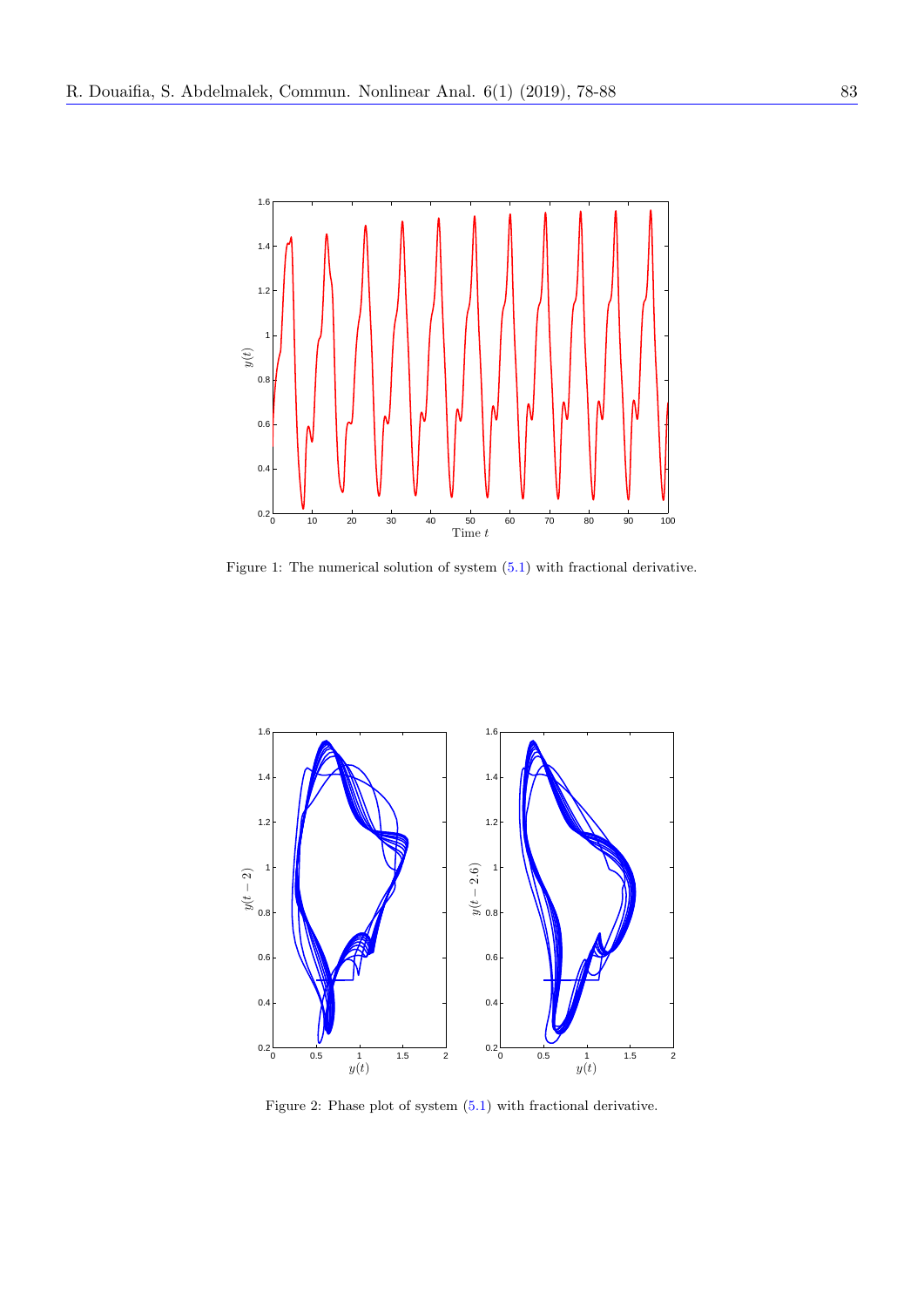Figure 1: The numerical solution of system (5.1) with fractional derivative.

Figure 2: Phase plot of system (5.1) with fractional derivative.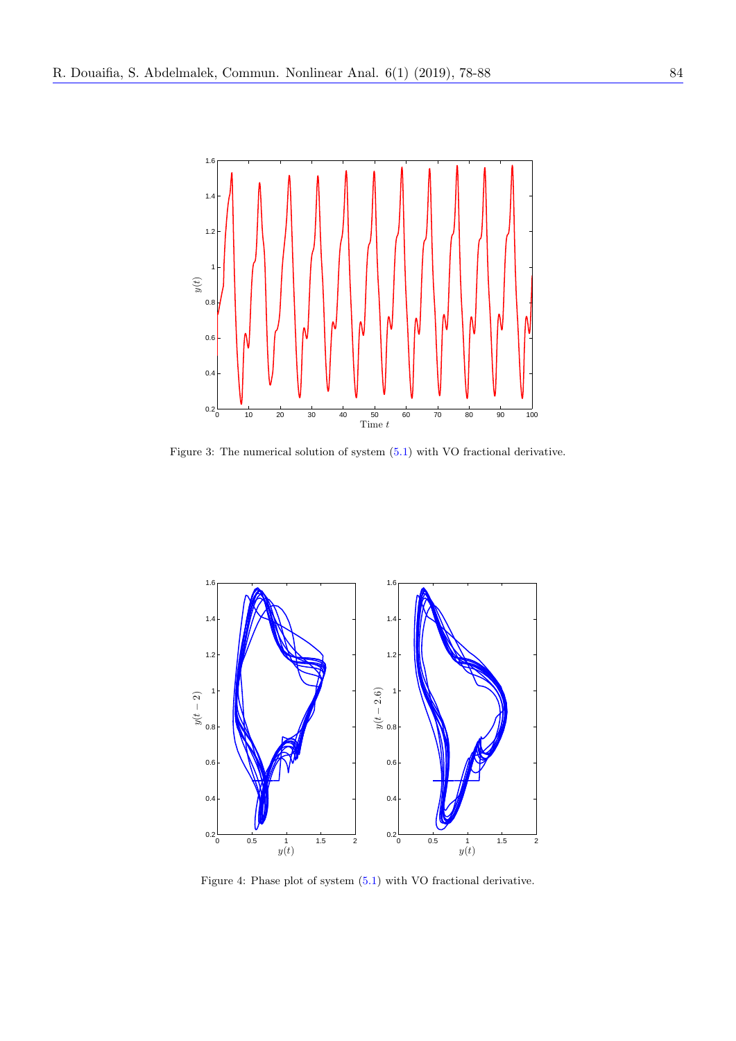Figure 3: The numerical solution of system (5.1) with VO fractional derivative.

Figure 4: Phase plot of system (5.1) with VO fractional derivative.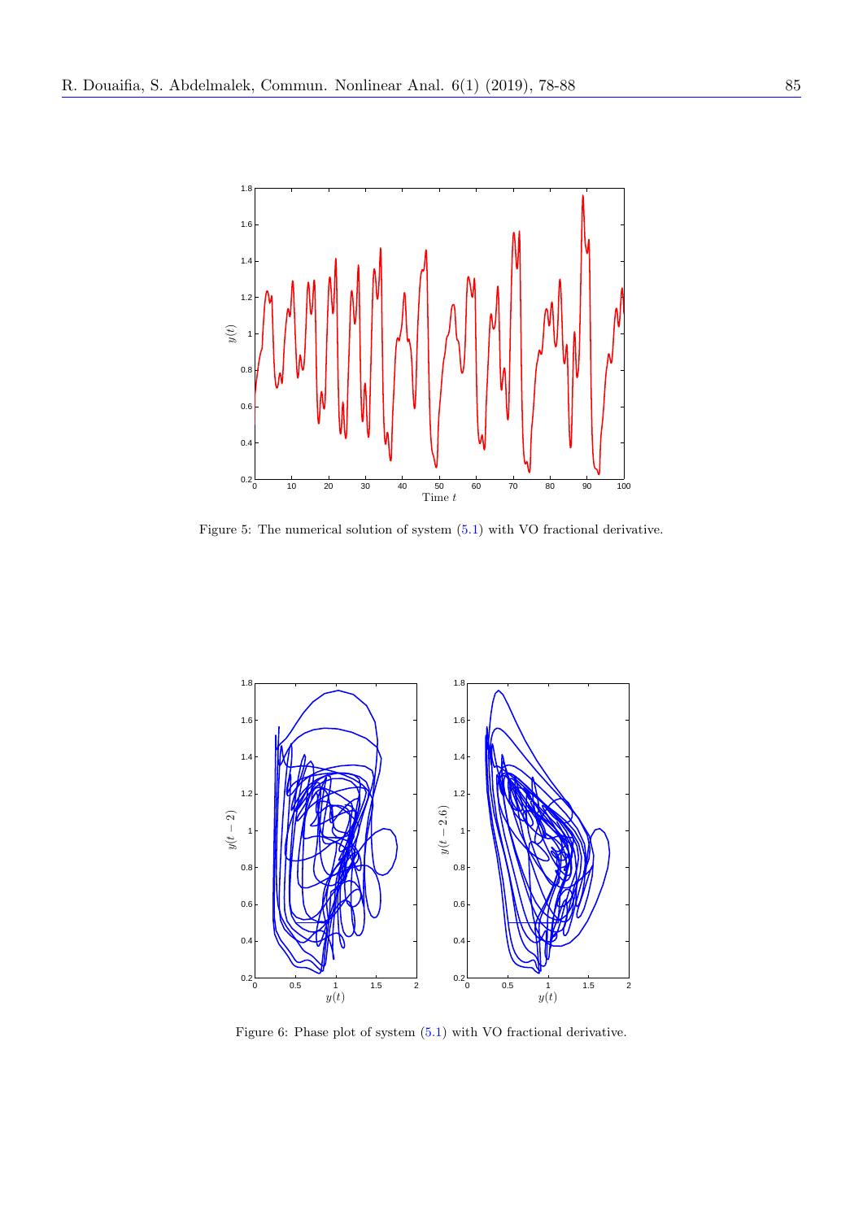Figure 5: The numerical solution of system (5.1) with VO fractional derivative.

Figure 6: Phase plot of system (5.1) with VO fractional derivative.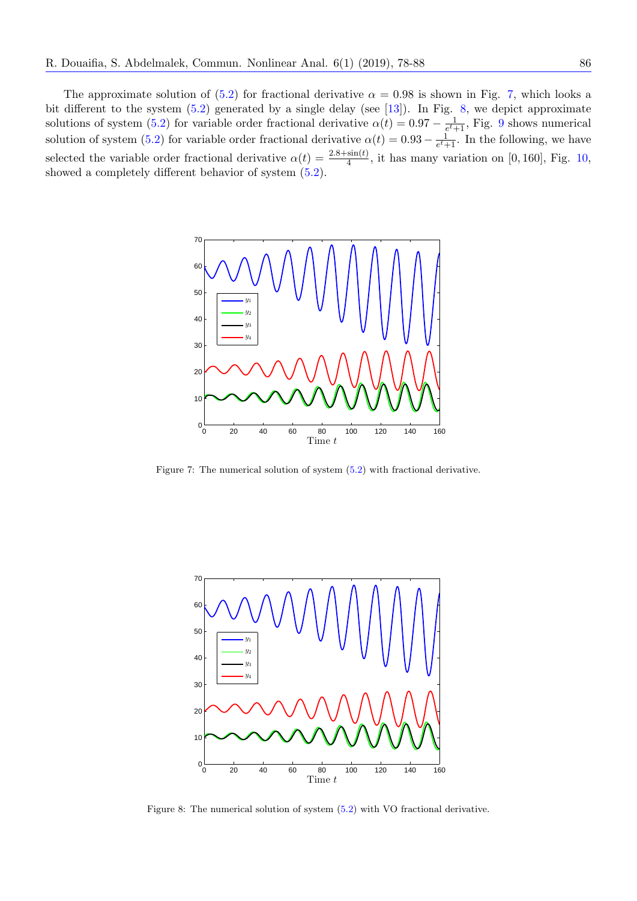The approximate solution of (5.2) for fractional derivative $\alpha = 0.98$ is shown in Fig. 7, which looks a bit different to the system (5.2) generated by a single delay (see [13]). In Fig. 8, we depict approximate solutions of system (5.2) for variable order fractional derivative $\alpha(t) = 0.97 - \frac{1}{e^t+1}$, Fig. 9 shows numerical solution of system (5.2) for variable order fractional derivative $\alpha(t) = 0.93 - \frac{1}{e^t+1}$. In the following, we have selected the variable order fractional derivative $\alpha(t) = \frac{2.8+\sin(t)}{4}$, it has many variation on $[0, 160]$, Fig. 10, showed a completely different behavior of system (5.2).

Figure 7: The numerical solution of system (5.2) with fractional derivative.

Figure 8: The numerical solution of system (5.2) with VO fractional derivative.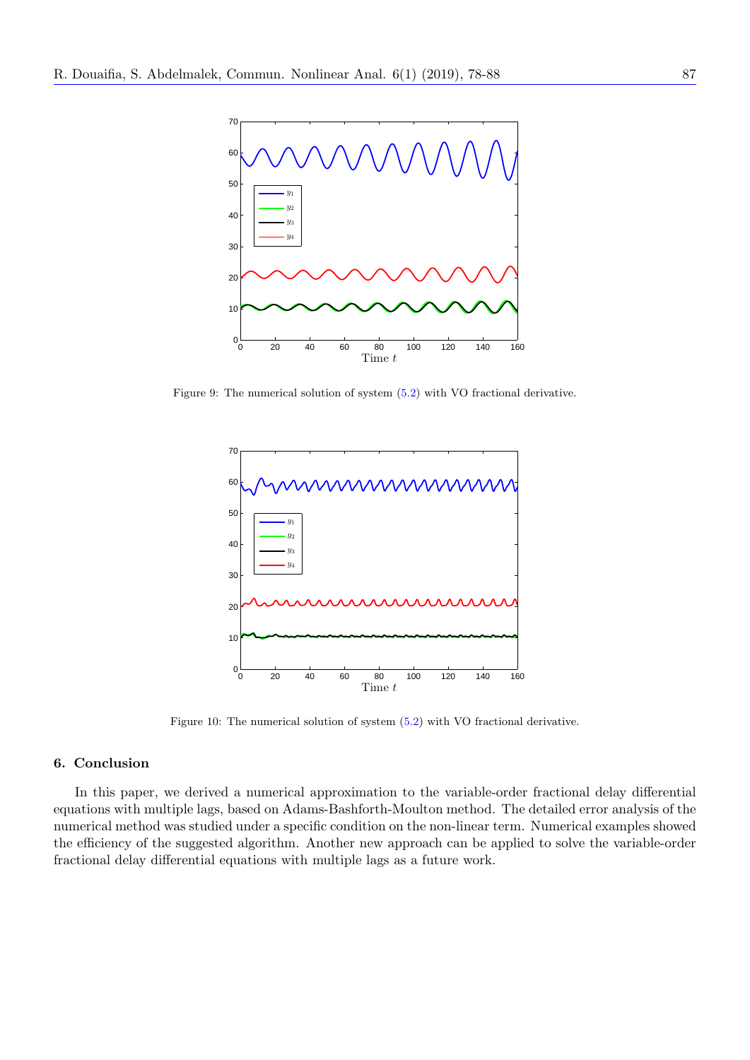Figure 9: The numerical solution of system (5.2) with VO fractional derivative.

Figure 10: The numerical solution of system (5.2) with VO fractional derivative.

## 6. Conclusion

In this paper, we derived a numerical approximation to the variable-order fractional delay differential equations with multiple lags, based on Adams-Bashforth-Moulton method. The detailed error analysis of the numerical method was studied under a specific condition on the non-linear term. Numerical examples showed the efficiency of the suggested algorithm. Another new approach can be applied to solve the variable-order fractional delay differential equations with multiple lags as a future work.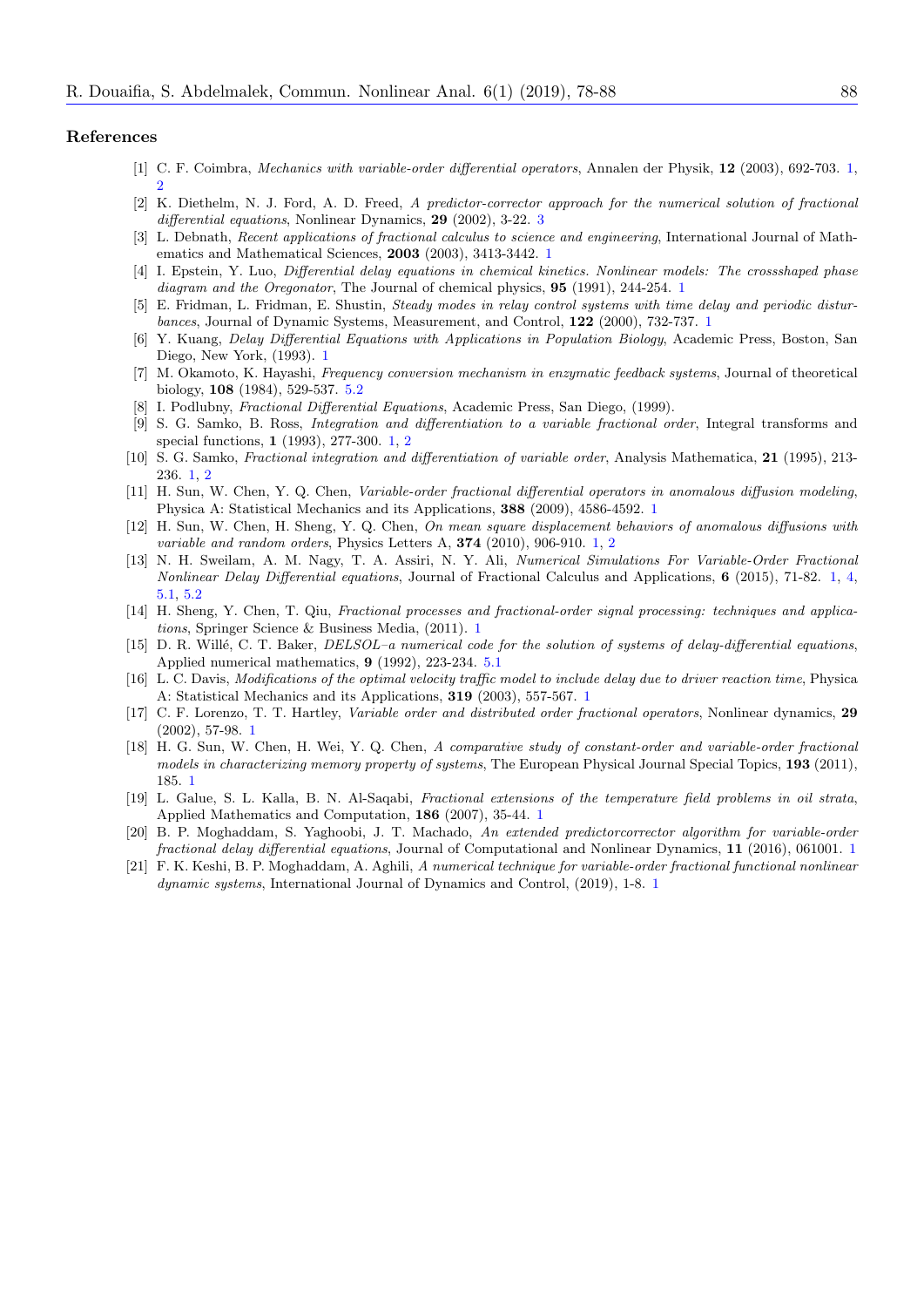## References

[1] C. F. Coimbra, *Mechanics with variable-order differential operators*, Annalen der Physik, **12** (2003), 692-703. 1, 2

[2] K. Diethelm, N. J. Ford, A. D. Freed, *A predictor-corrector approach for the numerical solution of fractional differential equations*, Nonlinear Dynamics, **29** (2002), 3-22. 3

[3] L. Debnath, *Recent applications of fractional calculus to science and engineering*, International Journal of Mathematics and Mathematical Sciences, **2003** (2003), 3413-3442. 1

[4] I. Epstein, Y. Luo, *Differential delay equations in chemical kinetics. Nonlinear models: The crossshaped phase diagram and the Oregonator*, The Journal of chemical physics, **95** (1991), 244-254. 1

[5] E. Fridman, L. Fridman, E. Shustin, *Steady modes in relay control systems with time delay and periodic disturbances*, Journal of Dynamic Systems, Measurement, and Control, **122** (2000), 732-737. 1

[6] Y. Kuang, *Delay Differential Equations with Applications in Population Biology*, Academic Press, Boston, San Diego, New York, (1993). 1

[7] M. Okamoto, K. Hayashi, *Frequency conversion mechanism in enzymatic feedback systems*, Journal of theoretical biology, **108** (1984), 529-537. 5.2

[8] I. Podlubny, *Fractional Differential Equations*, Academic Press, San Diego, (1999).

[9] S. G. Samko, B. Ross, *Integration and differentiation to a variable fractional order*, Integral transforms and special functions, **1** (1993), 277-300. 1, 2

[10] S. G. Samko, *Fractional integration and differentiation of variable order*, Analysis Mathematica, **21** (1995), 213-236. 1, 2

[11] H. Sun, W. Chen, Y. Q. Chen, *Variable-order fractional differential operators in anomalous diffusion modeling*, Physica A: Statistical Mechanics and its Applications, **388** (2009), 4586-4592. 1

[12] H. Sun, W. Chen, H. Sheng, Y. Q. Chen, *On mean square displacement behaviors of anomalous diffusions with variable and random orders*, Physics Letters A, **374** (2010), 906-910. 1, 2

[13] N. H. Sweilam, A. M. Nagy, T. A. Assiri, N. Y. Ali, *Numerical Simulations For Variable-Order Fractional Nonlinear Delay Differential equations*, Journal of Fractional Calculus and Applications, **6** (2015), 71-82. 1, 4, 5.1, 5.2

[14] H. Sheng, Y. Chen, T. Qiu, *Fractional processes and fractional-order signal processing: techniques and applications*, Springer Science & Business Media, (2011). 1

[15] D. R. Willé, C. T. Baker, *DELSOL–a numerical code for the solution of systems of delay-differential equations*, Applied numerical mathematics, **9** (1992), 223-234. 5.1

[16] L. C. Davis, *Modifications of the optimal velocity traffic model to include delay due to driver reaction time*, Physica A: Statistical Mechanics and its Applications, **319** (2003), 557-567. 1

[17] C. F. Lorenzo, T. T. Hartley, *Variable order and distributed order fractional operators*, Nonlinear dynamics, **29** (2002), 57-98. 1

[18] H. G. Sun, W. Chen, H. Wei, Y. Q. Chen, *A comparative study of constant-order and variable-order fractional models in characterizing memory property of systems*, The European Physical Journal Special Topics, **193** (2011), 185. 1

[19] L. Galue, S. L. Kalla, B. N. Al-Saqabi, *Fractional extensions of the temperature field problems in oil strata*, Applied Mathematics and Computation, **186** (2007), 35-44. 1

[20] B. P. Moghaddam, S. Yaghoobi, J. T. Machado, *An extended predictorcorrector algorithm for variable-order fractional delay differential equations*, Journal of Computational and Nonlinear Dynamics, **11** (2016), 061001. 1

[21] F. K. Keshi, B. P. Moghaddam, A. Aghili, *A numerical technique for variable-order fractional functional nonlinear dynamic systems*, International Journal of Dynamics and Control, (2019), 1-8. 1